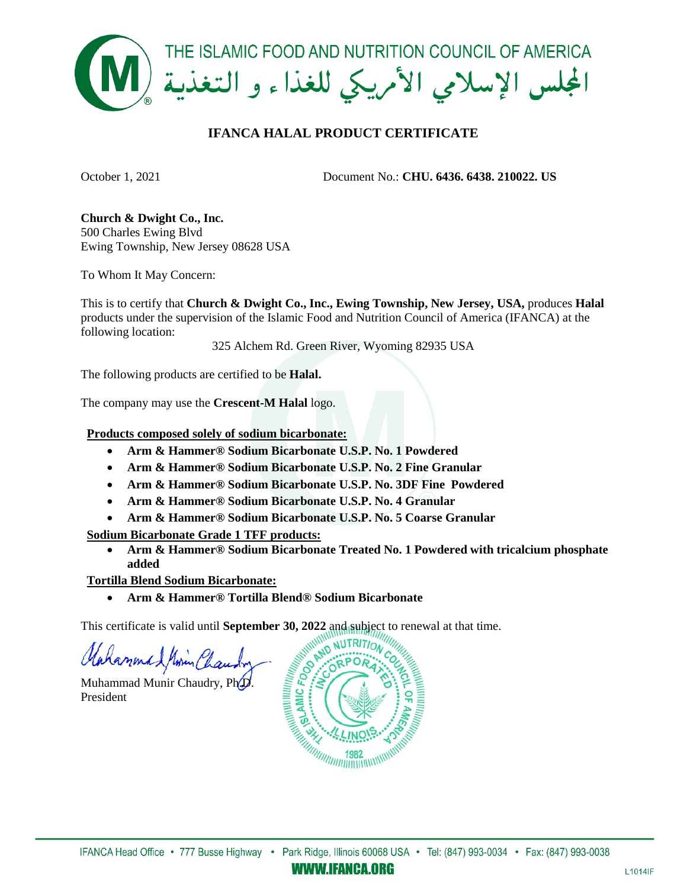THE ISLAMIC FOOD AND NUTRITION COUNCIL OF AMERICA

المجلس الإسلامي الأمريكي للغذاء و التغذية

## IFANCA HALAL PRODUCT CERTIFICATE

October 1, 2021 Document No.: **CHU. 6436. 6438. 210022. US**

**Church & Dwight Co., Inc.**
500 Charles Ewing Blvd
Ewing Township, New Jersey 08628 USA

To Whom It May Concern:

This is to certify that **Church & Dwight Co., Inc., Ewing Township, New Jersey, USA,** produces **Halal** products under the supervision of the Islamic Food and Nutrition Council of America (IFANCA) at the following location:

325 Alchem Rd. Green River, Wyoming 82935 USA

The following products are certified to be **Halal.**

The company may use the **Crescent-M Halal** logo.

**Products composed solely of sodium bicarbonate:**

- **Arm & Hammer® Sodium Bicarbonate U.S.P. No. 1 Powdered**
- **Arm & Hammer® Sodium Bicarbonate U.S.P. No. 2 Fine Granular**
- **Arm & Hammer® Sodium Bicarbonate U.S.P. No. 3DF Fine Powdered**
- **Arm & Hammer® Sodium Bicarbonate U.S.P. No. 4 Granular**
- **Arm & Hammer® Sodium Bicarbonate U.S.P. No. 5 Coarse Granular**

**Sodium Bicarbonate Grade 1 TFF products:**

- **Arm & Hammer® Sodium Bicarbonate Treated No. 1 Powdered with tricalcium phosphate added**

**Tortilla Blend Sodium Bicarbonate:**

- **Arm & Hammer® Tortilla Blend® Sodium Bicarbonate**

This certificate is valid until **September 30, 2022** and subject to renewal at that time.

Muhammad Munir Chaudry, Ph.D.
President

IFANCA Head Office • 777 Busse Highway • Park Ridge, Illinois 60068 USA • Tel: (847) 993-0034 • Fax: (847) 993-0038

**WWW.IFANCA.ORG**

L1014IF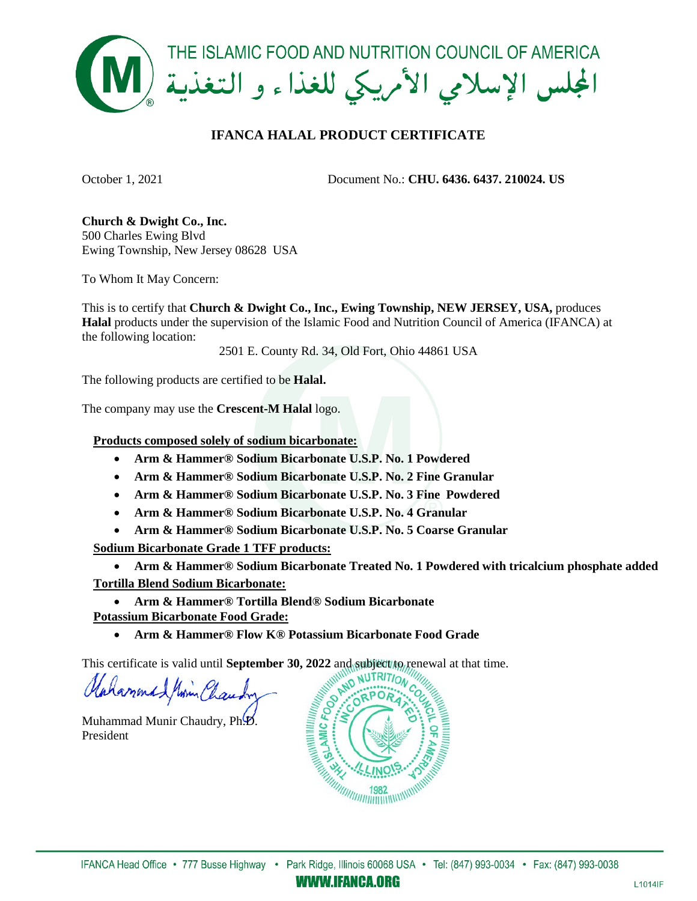THE ISLAMIC FOOD AND NUTRITION COUNCIL OF AMERICA

المجلس الإسلامي الأمريكي للغذاء و التغذية

# IFANCA HALAL PRODUCT CERTIFICATE

October 1, 2021 Document No.: **CHU. 6436. 6437. 210024. US**

**Church & Dwight Co., Inc.**
500 Charles Ewing Blvd
Ewing Township, New Jersey 08628 USA

To Whom It May Concern:

This is to certify that **Church & Dwight Co., Inc., Ewing Township, NEW JERSEY, USA,** produces **Halal** products under the supervision of the Islamic Food and Nutrition Council of America (IFANCA) at the following location:

2501 E. County Rd. 34, Old Fort, Ohio 44861 USA

The following products are certified to be **Halal.**

The company may use the **Crescent-M Halal** logo.

**Products composed solely of sodium bicarbonate:**

- **Arm & Hammer® Sodium Bicarbonate U.S.P. No. 1 Powdered**
- **Arm & Hammer® Sodium Bicarbonate U.S.P. No. 2 Fine Granular**
- **Arm & Hammer® Sodium Bicarbonate U.S.P. No. 3 Fine Powdered**
- **Arm & Hammer® Sodium Bicarbonate U.S.P. No. 4 Granular**
- **Arm & Hammer® Sodium Bicarbonate U.S.P. No. 5 Coarse Granular**

**Sodium Bicarbonate Grade 1 TFF products:**

- **Arm & Hammer® Sodium Bicarbonate Treated No. 1 Powdered with tricalcium phosphate added**

**Tortilla Blend Sodium Bicarbonate:**

- **Arm & Hammer® Tortilla Blend® Sodium Bicarbonate**

**Potassium Bicarbonate Food Grade:**

- **Arm & Hammer® Flow K® Potassium Bicarbonate Food Grade**

This certificate is valid until **September 30, 2022** and subject to renewal at that time.

Muhammad Munir Chaudry, Ph.D.
President

IFANCA Head Office • 777 Busse Highway • Park Ridge, Illinois 60068 USA • Tel: (847) 993-0034 • Fax: (847) 993-0038

WWW.IFANCA.ORG